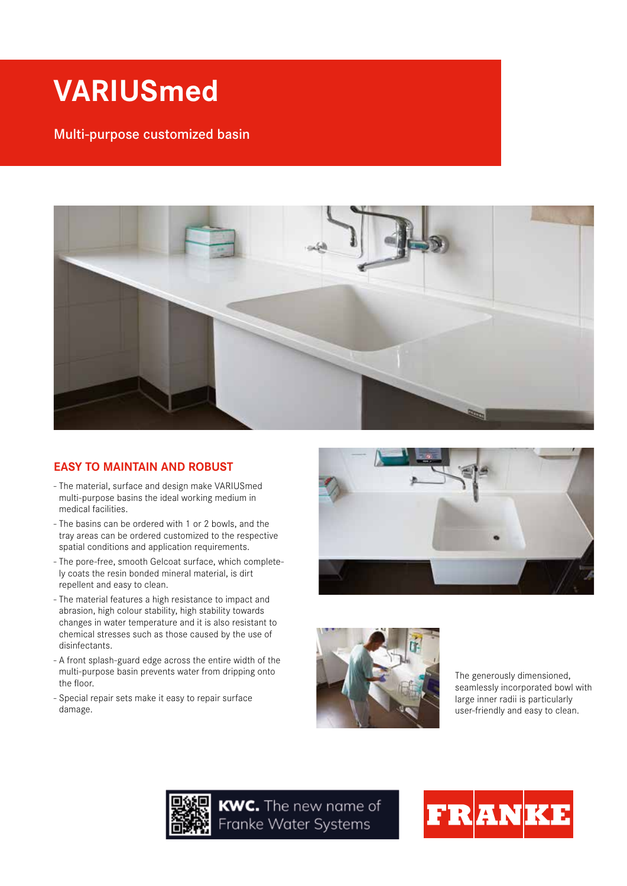# VARIUSmed

## Multi-purpose customized basin

### EASY TO MAINTAIN AND ROBUST

- The material, surface and design make VARIUSmed multi-purpose basins the ideal working medium in medical facilities.
- The basins can be ordered with 1 or 2 bowls, and the tray areas can be ordered customized to the respective spatial conditions and application requirements.
- The pore-free, smooth Gelcoat surface, which completely coats the resin bonded mineral material, is dirt repellent and easy to clean.
- The material features a high resistance to impact and abrasion, high colour stability, high stability towards changes in water temperature and it is also resistant to chemical stresses such as those caused by the use of disinfectants.
- A front splash-guard edge across the entire width of the multi-purpose basin prevents water from dripping onto the floor.
- Special repair sets make it easy to repair surface damage.

The generously dimensioned, seamlessly incorporated bowl with large inner radii is particularly user-friendly and easy to clean.

**KWC.** The new name of Franke Water Systems

FRANKE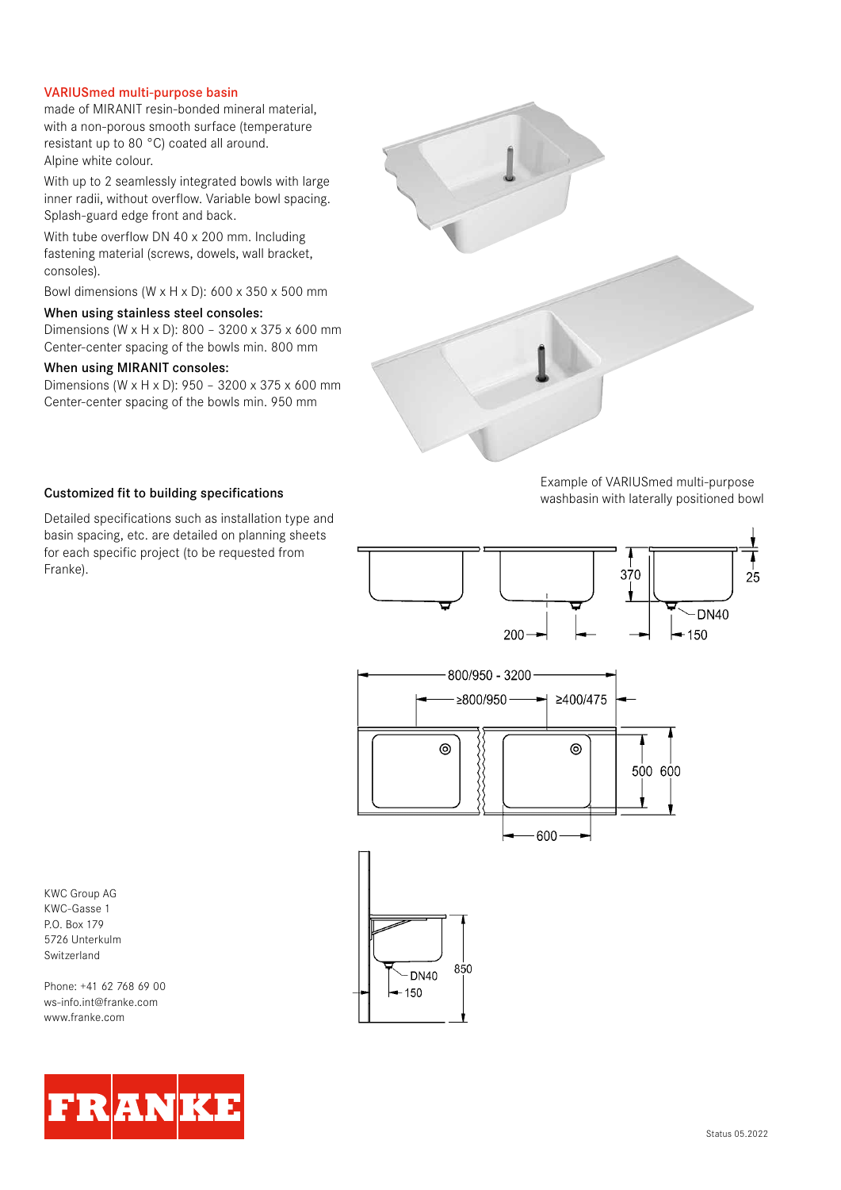## VARIUSmed multi-purpose basin

made of MIRANIT resin-bonded mineral material, with a non-porous smooth surface (temperature resistant up to 80 °C) coated all around. Alpine white colour.

With up to 2 seamlessly integrated bowls with large inner radii, without overflow. Variable bowl spacing. Splash-guard edge front and back.

With tube overflow DN 40 x 200 mm. Including fastening material (screws, dowels, wall bracket, consoles).

Bowl dimensions (W x H x D): 600 x 350 x 500 mm

**When using stainless steel consoles:**
Dimensions (W x H x D): 800 – 3200 x 375 x 600 mm
Center-center spacing of the bowls min. 800 mm

**When using MIRANIT consoles:**
Dimensions (W x H x D): 950 – 3200 x 375 x 600 mm
Center-center spacing of the bowls min. 950 mm

Example of VARIUSmed multi-purpose washbasin with laterally positioned bowl

### Customized fit to building specifications

Detailed specifications such as installation type and basin spacing, etc. are detailed on planning sheets for each specific project (to be requested from Franke).

370
25
DN40
200
150
800/950 - 3200
≥800/950
≥400/475
500
600
600
850
DN40
150

KWC Group AG
KWC-Gasse 1
P.O. Box 179
5726 Unterkulm
Switzerland

Phone: +41 62 768 69 00
ws-info.int@franke.com
www.franke.com

FRANKE

Status 05.2022